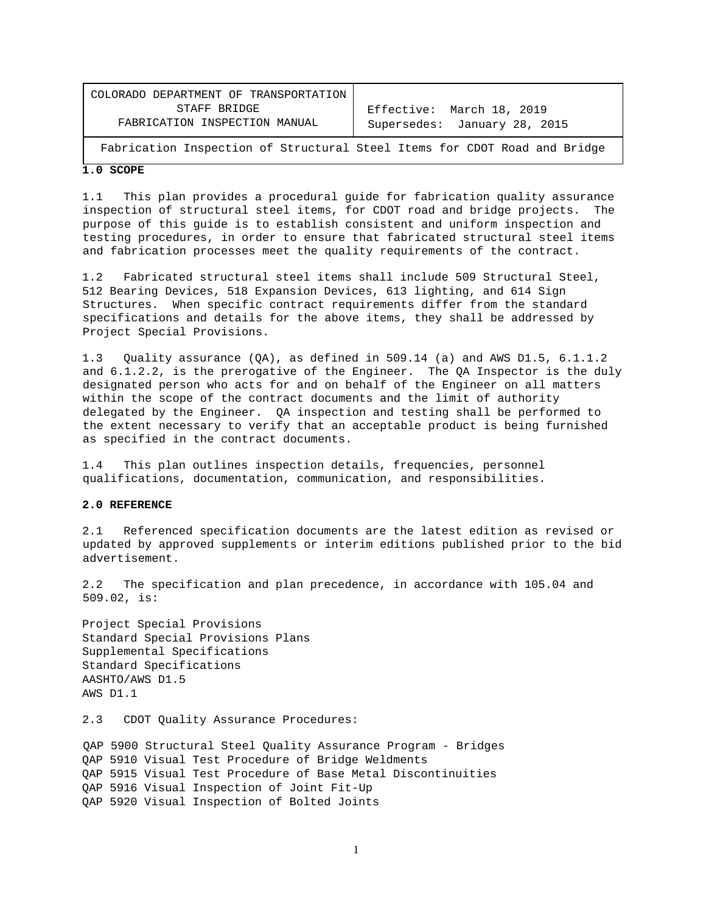| COLORADO DEPARTMENT OF TRANSPORTATION STAFF BRIDGE FABRICATION INSPECTION MANUAL | Effective: March 18, 2019 Supersedes: January 28, 2015 |
|---|---|
| Fabrication Inspection of Structural Steel Items for CDOT Road and Bridge | |

**1.0 SCOPE**

1.1 This plan provides a procedural guide for fabrication quality assurance inspection of structural steel items, for CDOT road and bridge projects. The purpose of this guide is to establish consistent and uniform inspection and testing procedures, in order to ensure that fabricated structural steel items and fabrication processes meet the quality requirements of the contract.

1.2 Fabricated structural steel items shall include 509 Structural Steel, 512 Bearing Devices, 518 Expansion Devices, 613 lighting, and 614 Sign Structures. When specific contract requirements differ from the standard specifications and details for the above items, they shall be addressed by Project Special Provisions.

1.3 Quality assurance (QA), as defined in 509.14 (a) and AWS D1.5, 6.1.1.2 and 6.1.2.2, is the prerogative of the Engineer. The QA Inspector is the duly designated person who acts for and on behalf of the Engineer on all matters within the scope of the contract documents and the limit of authority delegated by the Engineer. QA inspection and testing shall be performed to the extent necessary to verify that an acceptable product is being furnished as specified in the contract documents.

1.4 This plan outlines inspection details, frequencies, personnel qualifications, documentation, communication, and responsibilities.

**2.0 REFERENCE**

2.1 Referenced specification documents are the latest edition as revised or updated by approved supplements or interim editions published prior to the bid advertisement.

2.2 The specification and plan precedence, in accordance with 105.04 and 509.02, is:

Project Special Provisions
Standard Special Provisions Plans
Supplemental Specifications
Standard Specifications
AASHTO/AWS D1.5
AWS D1.1

2.3 CDOT Quality Assurance Procedures:

QAP 5900 Structural Steel Quality Assurance Program - Bridges
QAP 5910 Visual Test Procedure of Bridge Weldments
QAP 5915 Visual Test Procedure of Base Metal Discontinuities
QAP 5916 Visual Inspection of Joint Fit-Up
QAP 5920 Visual Inspection of Bolted Joints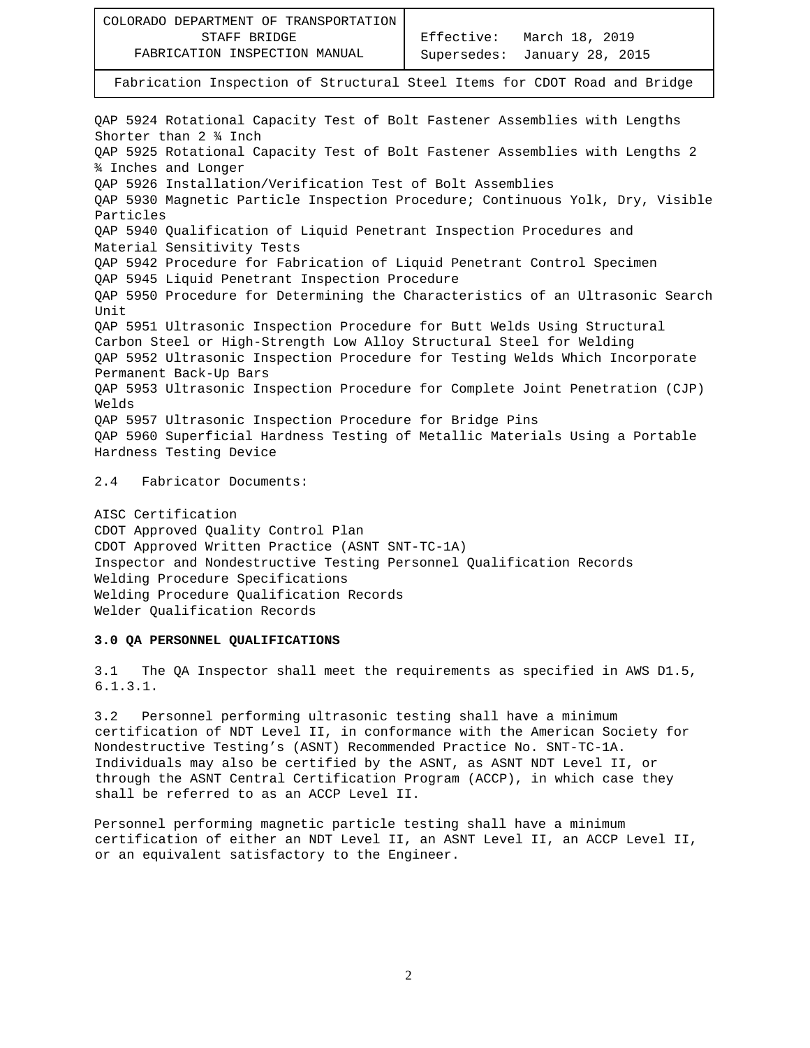QAP 5924 Rotational Capacity Test of Bolt Fastener Assemblies with Lengths Shorter than 2 ¾ Inch
QAP 5925 Rotational Capacity Test of Bolt Fastener Assemblies with Lengths 2 ¾ Inches and Longer
QAP 5926 Installation/Verification Test of Bolt Assemblies
QAP 5930 Magnetic Particle Inspection Procedure; Continuous Yolk, Dry, Visible Particles
QAP 5940 Qualification of Liquid Penetrant Inspection Procedures and Material Sensitivity Tests
QAP 5942 Procedure for Fabrication of Liquid Penetrant Control Specimen
QAP 5945 Liquid Penetrant Inspection Procedure
QAP 5950 Procedure for Determining the Characteristics of an Ultrasonic Search Unit
QAP 5951 Ultrasonic Inspection Procedure for Butt Welds Using Structural Carbon Steel or High-Strength Low Alloy Structural Steel for Welding
QAP 5952 Ultrasonic Inspection Procedure for Testing Welds Which Incorporate Permanent Back-Up Bars
QAP 5953 Ultrasonic Inspection Procedure for Complete Joint Penetration (CJP) Welds
QAP 5957 Ultrasonic Inspection Procedure for Bridge Pins
QAP 5960 Superficial Hardness Testing of Metallic Materials Using a Portable Hardness Testing Device

2.4 Fabricator Documents:

AISC Certification
CDOT Approved Quality Control Plan
CDOT Approved Written Practice (ASNT SNT-TC-1A)
Inspector and Nondestructive Testing Personnel Qualification Records
Welding Procedure Specifications
Welding Procedure Qualification Records
Welder Qualification Records

## 3.0 QA PERSONNEL QUALIFICATIONS

3.1 The QA Inspector shall meet the requirements as specified in AWS D1.5, 6.1.3.1.

3.2 Personnel performing ultrasonic testing shall have a minimum certification of NDT Level II, in conformance with the American Society for Nondestructive Testing's (ASNT) Recommended Practice No. SNT-TC-1A. Individuals may also be certified by the ASNT, as ASNT NDT Level II, or through the ASNT Central Certification Program (ACCP), in which case they shall be referred to as an ACCP Level II.

Personnel performing magnetic particle testing shall have a minimum certification of either an NDT Level II, an ASNT Level II, an ACCP Level II, or an equivalent satisfactory to the Engineer.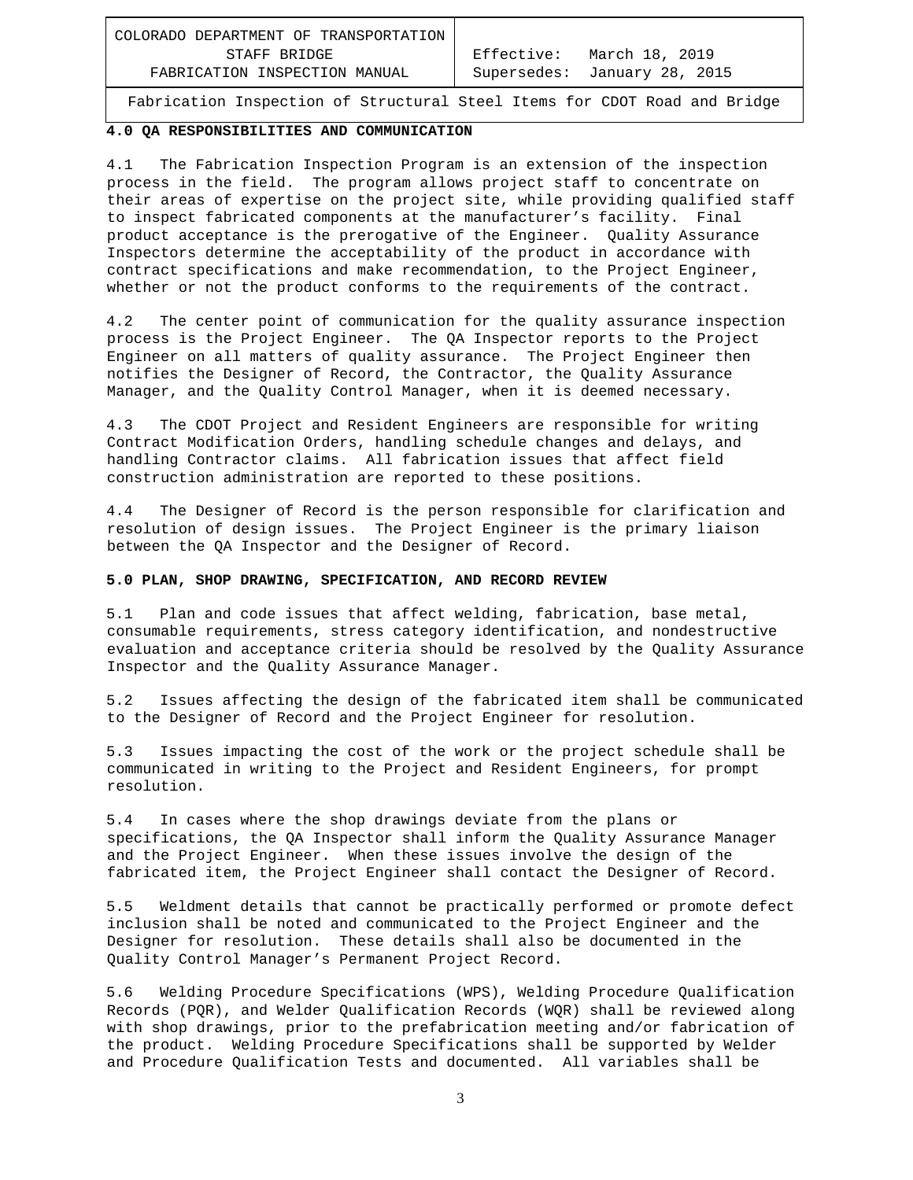## 4.0 QA RESPONSIBILITIES AND COMMUNICATION

4.1 The Fabrication Inspection Program is an extension of the inspection process in the field. The program allows project staff to concentrate on their areas of expertise on the project site, while providing qualified staff to inspect fabricated components at the manufacturer's facility. Final product acceptance is the prerogative of the Engineer. Quality Assurance Inspectors determine the acceptability of the product in accordance with contract specifications and make recommendation, to the Project Engineer, whether or not the product conforms to the requirements of the contract.

4.2 The center point of communication for the quality assurance inspection process is the Project Engineer. The QA Inspector reports to the Project Engineer on all matters of quality assurance. The Project Engineer then notifies the Designer of Record, the Contractor, the Quality Assurance Manager, and the Quality Control Manager, when it is deemed necessary.

4.3 The CDOT Project and Resident Engineers are responsible for writing Contract Modification Orders, handling schedule changes and delays, and handling Contractor claims. All fabrication issues that affect field construction administration are reported to these positions.

4.4 The Designer of Record is the person responsible for clarification and resolution of design issues. The Project Engineer is the primary liaison between the QA Inspector and the Designer of Record.

## 5.0 PLAN, SHOP DRAWING, SPECIFICATION, AND RECORD REVIEW

5.1 Plan and code issues that affect welding, fabrication, base metal, consumable requirements, stress category identification, and nondestructive evaluation and acceptance criteria should be resolved by the Quality Assurance Inspector and the Quality Assurance Manager.

5.2 Issues affecting the design of the fabricated item shall be communicated to the Designer of Record and the Project Engineer for resolution.

5.3 Issues impacting the cost of the work or the project schedule shall be communicated in writing to the Project and Resident Engineers, for prompt resolution.

5.4 In cases where the shop drawings deviate from the plans or specifications, the QA Inspector shall inform the Quality Assurance Manager and the Project Engineer. When these issues involve the design of the fabricated item, the Project Engineer shall contact the Designer of Record.

5.5 Weldment details that cannot be practically performed or promote defect inclusion shall be noted and communicated to the Project Engineer and the Designer for resolution. These details shall also be documented in the Quality Control Manager's Permanent Project Record.

5.6 Welding Procedure Specifications (WPS), Welding Procedure Qualification Records (PQR), and Welder Qualification Records (WQR) shall be reviewed along with shop drawings, prior to the prefabrication meeting and/or fabrication of the product. Welding Procedure Specifications shall be supported by Welder and Procedure Qualification Tests and documented. All variables shall be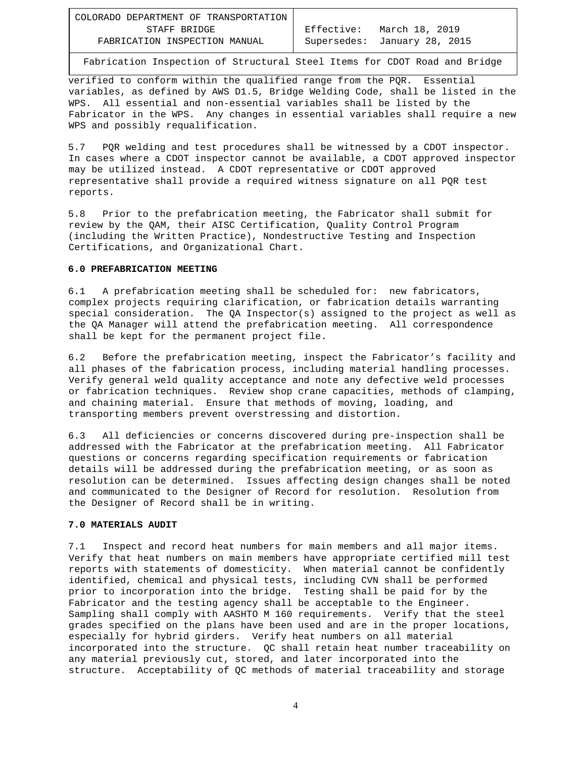verified to conform within the qualified range from the PQR. Essential variables, as defined by AWS D1.5, Bridge Welding Code, shall be listed in the WPS. All essential and non-essential variables shall be listed by the Fabricator in the WPS. Any changes in essential variables shall require a new WPS and possibly requalification.

5.7 PQR welding and test procedures shall be witnessed by a CDOT inspector. In cases where a CDOT inspector cannot be available, a CDOT approved inspector may be utilized instead. A CDOT representative or CDOT approved representative shall provide a required witness signature on all PQR test reports.

5.8 Prior to the prefabrication meeting, the Fabricator shall submit for review by the QAM, their AISC Certification, Quality Control Program (including the Written Practice), Nondestructive Testing and Inspection Certifications, and Organizational Chart.

**6.0 PREFABRICATION MEETING**

6.1 A prefabrication meeting shall be scheduled for: new fabricators, complex projects requiring clarification, or fabrication details warranting special consideration. The QA Inspector(s) assigned to the project as well as the QA Manager will attend the prefabrication meeting. All correspondence shall be kept for the permanent project file.

6.2 Before the prefabrication meeting, inspect the Fabricator's facility and all phases of the fabrication process, including material handling processes. Verify general weld quality acceptance and note any defective weld processes or fabrication techniques. Review shop crane capacities, methods of clamping, and chaining material. Ensure that methods of moving, loading, and transporting members prevent overstressing and distortion.

6.3 All deficiencies or concerns discovered during pre-inspection shall be addressed with the Fabricator at the prefabrication meeting. All Fabricator questions or concerns regarding specification requirements or fabrication details will be addressed during the prefabrication meeting, or as soon as resolution can be determined. Issues affecting design changes shall be noted and communicated to the Designer of Record for resolution. Resolution from the Designer of Record shall be in writing.

**7.0 MATERIALS AUDIT**

7.1 Inspect and record heat numbers for main members and all major items. Verify that heat numbers on main members have appropriate certified mill test reports with statements of domesticity. When material cannot be confidently identified, chemical and physical tests, including CVN shall be performed prior to incorporation into the bridge. Testing shall be paid for by the Fabricator and the testing agency shall be acceptable to the Engineer. Sampling shall comply with AASHTO M 160 requirements. Verify that the steel grades specified on the plans have been used and are in the proper locations, especially for hybrid girders. Verify heat numbers on all material incorporated into the structure. QC shall retain heat number traceability on any material previously cut, stored, and later incorporated into the structure. Acceptability of QC methods of material traceability and storage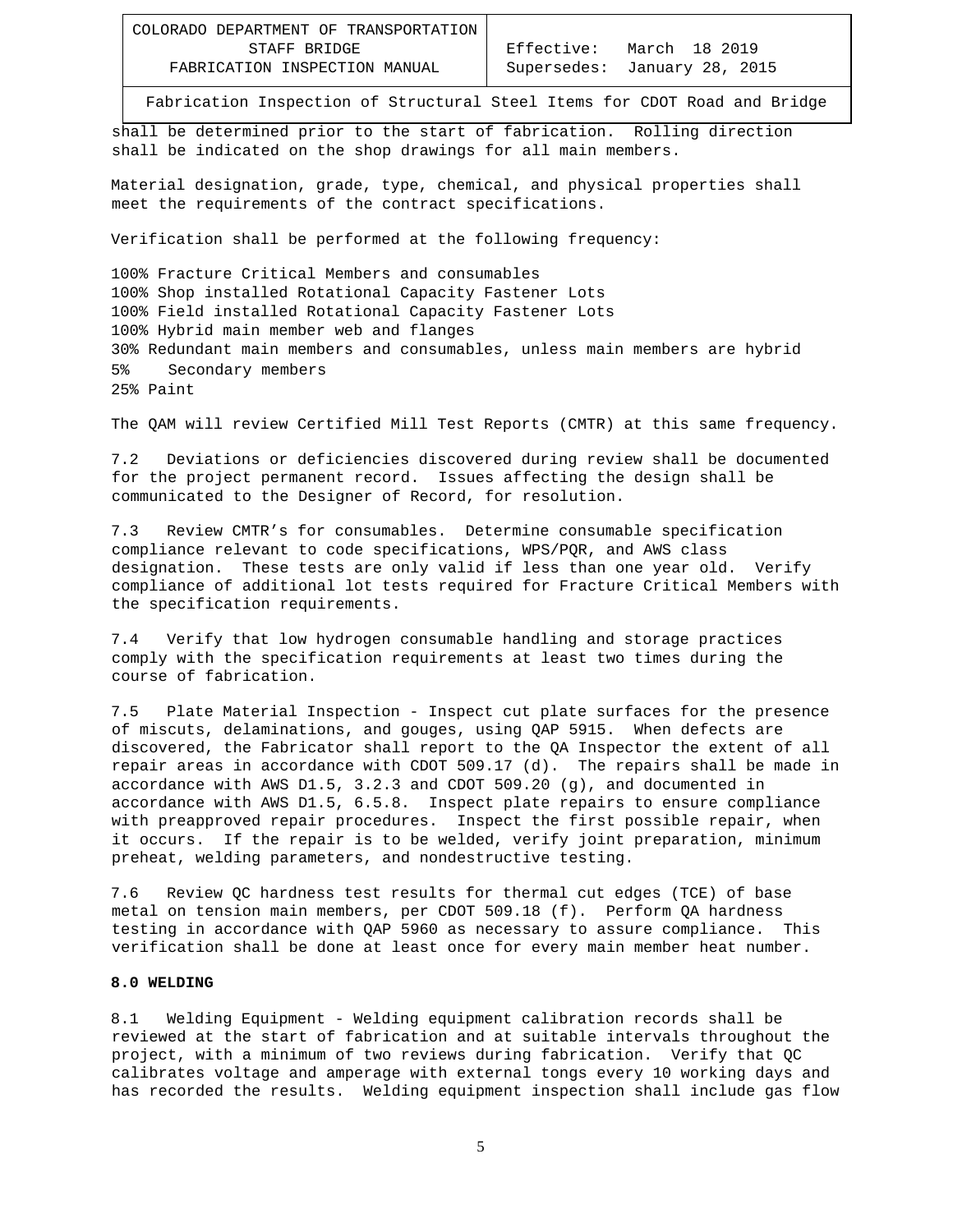shall be determined prior to the start of fabrication. Rolling direction shall be indicated on the shop drawings for all main members.

Material designation, grade, type, chemical, and physical properties shall meet the requirements of the contract specifications.

Verification shall be performed at the following frequency:

100% Fracture Critical Members and consumables
100% Shop installed Rotational Capacity Fastener Lots
100% Field installed Rotational Capacity Fastener Lots
100% Hybrid main member web and flanges
30% Redundant main members and consumables, unless main members are hybrid
5% Secondary members
25% Paint

The QAM will review Certified Mill Test Reports (CMTR) at this same frequency.

7.2 Deviations or deficiencies discovered during review shall be documented for the project permanent record. Issues affecting the design shall be communicated to the Designer of Record, for resolution.

7.3 Review CMTR's for consumables. Determine consumable specification compliance relevant to code specifications, WPS/PQR, and AWS class designation. These tests are only valid if less than one year old. Verify compliance of additional lot tests required for Fracture Critical Members with the specification requirements.

7.4 Verify that low hydrogen consumable handling and storage practices comply with the specification requirements at least two times during the course of fabrication.

7.5 Plate Material Inspection - Inspect cut plate surfaces for the presence of miscuts, delaminations, and gouges, using QAP 5915. When defects are discovered, the Fabricator shall report to the QA Inspector the extent of all repair areas in accordance with CDOT 509.17 (d). The repairs shall be made in accordance with AWS D1.5, 3.2.3 and CDOT 509.20 (g), and documented in accordance with AWS D1.5, 6.5.8. Inspect plate repairs to ensure compliance with preapproved repair procedures. Inspect the first possible repair, when it occurs. If the repair is to be welded, verify joint preparation, minimum preheat, welding parameters, and nondestructive testing.

7.6 Review QC hardness test results for thermal cut edges (TCE) of base metal on tension main members, per CDOT 509.18 (f). Perform QA hardness testing in accordance with QAP 5960 as necessary to assure compliance. This verification shall be done at least once for every main member heat number.

## 8.0 WELDING

8.1 Welding Equipment - Welding equipment calibration records shall be reviewed at the start of fabrication and at suitable intervals throughout the project, with a minimum of two reviews during fabrication. Verify that QC calibrates voltage and amperage with external tongs every 10 working days and has recorded the results. Welding equipment inspection shall include gas flow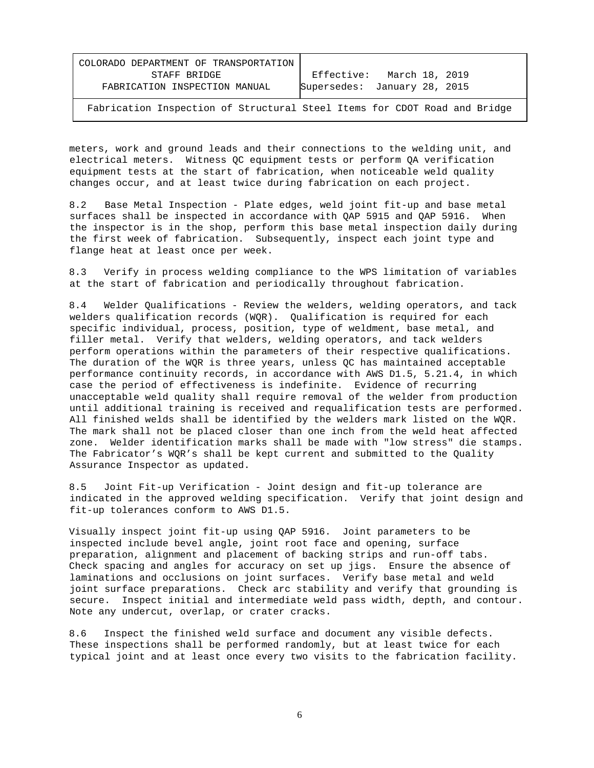meters, work and ground leads and their connections to the welding unit, and electrical meters. Witness QC equipment tests or perform QA verification equipment tests at the start of fabrication, when noticeable weld quality changes occur, and at least twice during fabrication on each project.

8.2 Base Metal Inspection - Plate edges, weld joint fit-up and base metal surfaces shall be inspected in accordance with QAP 5915 and QAP 5916. When the inspector is in the shop, perform this base metal inspection daily during the first week of fabrication. Subsequently, inspect each joint type and flange heat at least once per week.

8.3 Verify in process welding compliance to the WPS limitation of variables at the start of fabrication and periodically throughout fabrication.

8.4 Welder Qualifications - Review the welders, welding operators, and tack welders qualification records (WQR). Qualification is required for each specific individual, process, position, type of weldment, base metal, and filler metal. Verify that welders, welding operators, and tack welders perform operations within the parameters of their respective qualifications. The duration of the WQR is three years, unless QC has maintained acceptable performance continuity records, in accordance with AWS D1.5, 5.21.4, in which case the period of effectiveness is indefinite. Evidence of recurring unacceptable weld quality shall require removal of the welder from production until additional training is received and requalification tests are performed. All finished welds shall be identified by the welders mark listed on the WQR. The mark shall not be placed closer than one inch from the weld heat affected zone. Welder identification marks shall be made with "low stress" die stamps. The Fabricator's WQR's shall be kept current and submitted to the Quality Assurance Inspector as updated.

8.5 Joint Fit-up Verification - Joint design and fit-up tolerance are indicated in the approved welding specification. Verify that joint design and fit-up tolerances conform to AWS D1.5.

Visually inspect joint fit-up using QAP 5916. Joint parameters to be inspected include bevel angle, joint root face and opening, surface preparation, alignment and placement of backing strips and run-off tabs. Check spacing and angles for accuracy on set up jigs. Ensure the absence of laminations and occlusions on joint surfaces. Verify base metal and weld joint surface preparations. Check arc stability and verify that grounding is secure. Inspect initial and intermediate weld pass width, depth, and contour. Note any undercut, overlap, or crater cracks.

8.6 Inspect the finished weld surface and document any visible defects. These inspections shall be performed randomly, but at least twice for each typical joint and at least once every two visits to the fabrication facility.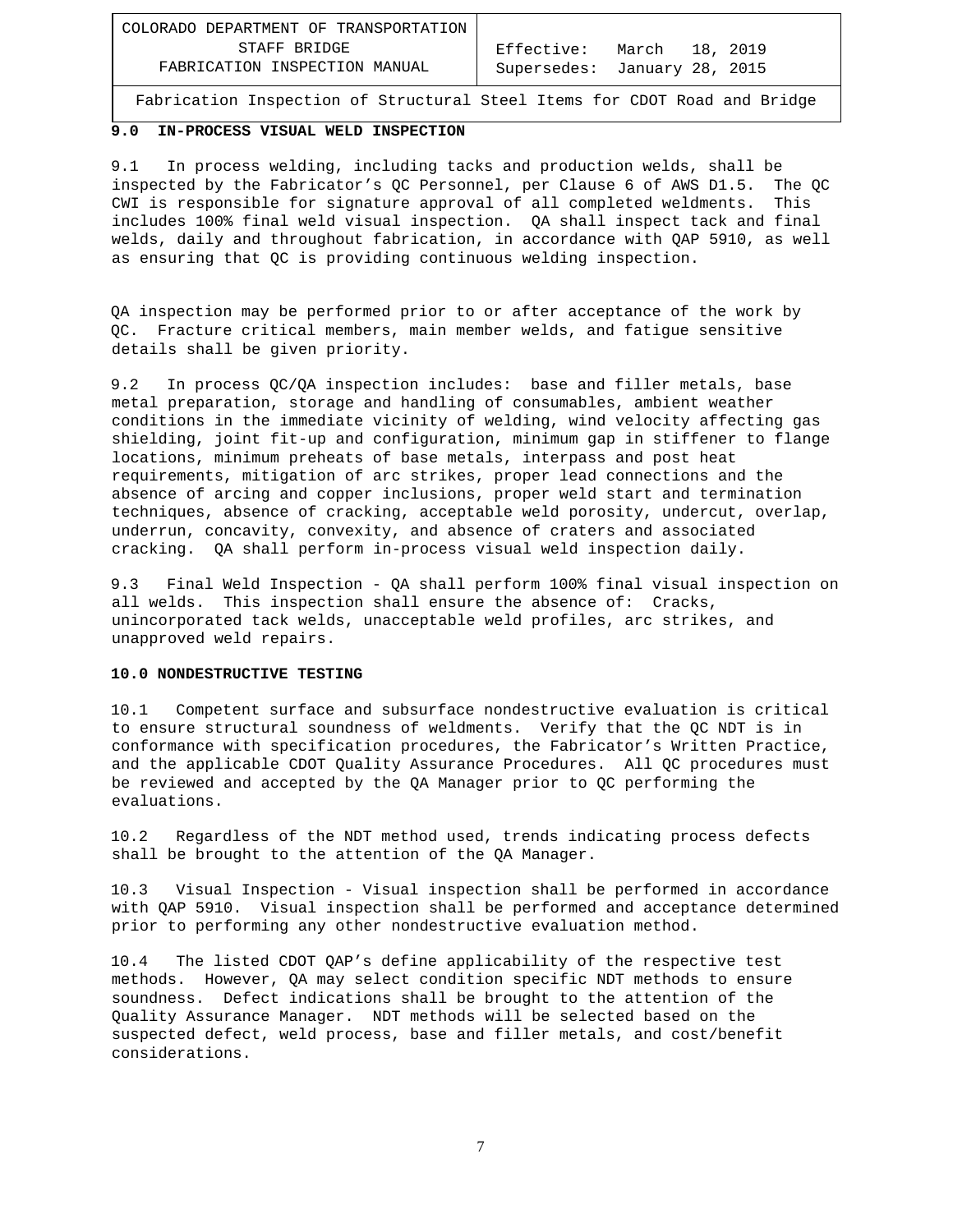## 9.0 IN-PROCESS VISUAL WELD INSPECTION

9.1 In process welding, including tacks and production welds, shall be inspected by the Fabricator's QC Personnel, per Clause 6 of AWS D1.5. The QC CWI is responsible for signature approval of all completed weldments. This includes 100% final weld visual inspection. QA shall inspect tack and final welds, daily and throughout fabrication, in accordance with QAP 5910, as well as ensuring that QC is providing continuous welding inspection.

QA inspection may be performed prior to or after acceptance of the work by QC. Fracture critical members, main member welds, and fatigue sensitive details shall be given priority.

9.2 In process QC/QA inspection includes: base and filler metals, base metal preparation, storage and handling of consumables, ambient weather conditions in the immediate vicinity of welding, wind velocity affecting gas shielding, joint fit-up and configuration, minimum gap in stiffener to flange locations, minimum preheats of base metals, interpass and post heat requirements, mitigation of arc strikes, proper lead connections and the absence of arcing and copper inclusions, proper weld start and termination techniques, absence of cracking, acceptable weld porosity, undercut, overlap, underrun, concavity, convexity, and absence of craters and associated cracking. QA shall perform in-process visual weld inspection daily.

9.3 Final Weld Inspection - QA shall perform 100% final visual inspection on all welds. This inspection shall ensure the absence of: Cracks, unincorporated tack welds, unacceptable weld profiles, arc strikes, and unapproved weld repairs.

## 10.0 NONDESTRUCTIVE TESTING

10.1 Competent surface and subsurface nondestructive evaluation is critical to ensure structural soundness of weldments. Verify that the QC NDT is in conformance with specification procedures, the Fabricator's Written Practice, and the applicable CDOT Quality Assurance Procedures. All QC procedures must be reviewed and accepted by the QA Manager prior to QC performing the evaluations.

10.2 Regardless of the NDT method used, trends indicating process defects shall be brought to the attention of the QA Manager.

10.3 Visual Inspection - Visual inspection shall be performed in accordance with QAP 5910. Visual inspection shall be performed and acceptance determined prior to performing any other nondestructive evaluation method.

10.4 The listed CDOT QAP's define applicability of the respective test methods. However, QA may select condition specific NDT methods to ensure soundness. Defect indications shall be brought to the attention of the Quality Assurance Manager. NDT methods will be selected based on the suspected defect, weld process, base and filler metals, and cost/benefit considerations.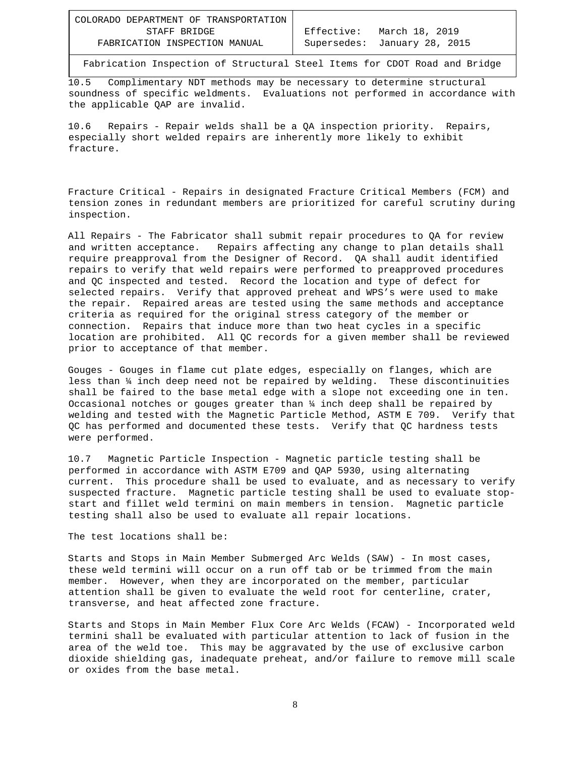10.5 Complimentary NDT methods may be necessary to determine structural soundness of specific weldments. Evaluations not performed in accordance with the applicable QAP are invalid.

10.6 Repairs - Repair welds shall be a QA inspection priority. Repairs, especially short welded repairs are inherently more likely to exhibit fracture.

Fracture Critical - Repairs in designated Fracture Critical Members (FCM) and tension zones in redundant members are prioritized for careful scrutiny during inspection.

All Repairs - The Fabricator shall submit repair procedures to QA for review and written acceptance. Repairs affecting any change to plan details shall require preapproval from the Designer of Record. QA shall audit identified repairs to verify that weld repairs were performed to preapproved procedures and QC inspected and tested. Record the location and type of defect for selected repairs. Verify that approved preheat and WPS's were used to make the repair. Repaired areas are tested using the same methods and acceptance criteria as required for the original stress category of the member or connection. Repairs that induce more than two heat cycles in a specific location are prohibited. All QC records for a given member shall be reviewed prior to acceptance of that member.

Gouges - Gouges in flame cut plate edges, especially on flanges, which are less than ¼ inch deep need not be repaired by welding. These discontinuities shall be faired to the base metal edge with a slope not exceeding one in ten. Occasional notches or gouges greater than ¼ inch deep shall be repaired by welding and tested with the Magnetic Particle Method, ASTM E 709. Verify that QC has performed and documented these tests. Verify that QC hardness tests were performed.

10.7 Magnetic Particle Inspection - Magnetic particle testing shall be performed in accordance with ASTM E709 and QAP 5930, using alternating current. This procedure shall be used to evaluate, and as necessary to verify suspected fracture. Magnetic particle testing shall be used to evaluate stop-start and fillet weld termini on main members in tension. Magnetic particle testing shall also be used to evaluate all repair locations.

The test locations shall be:

Starts and Stops in Main Member Submerged Arc Welds (SAW) - In most cases, these weld termini will occur on a run off tab or be trimmed from the main member. However, when they are incorporated on the member, particular attention shall be given to evaluate the weld root for centerline, crater, transverse, and heat affected zone fracture.

Starts and Stops in Main Member Flux Core Arc Welds (FCAW) - Incorporated weld termini shall be evaluated with particular attention to lack of fusion in the area of the weld toe. This may be aggravated by the use of exclusive carbon dioxide shielding gas, inadequate preheat, and/or failure to remove mill scale or oxides from the base metal.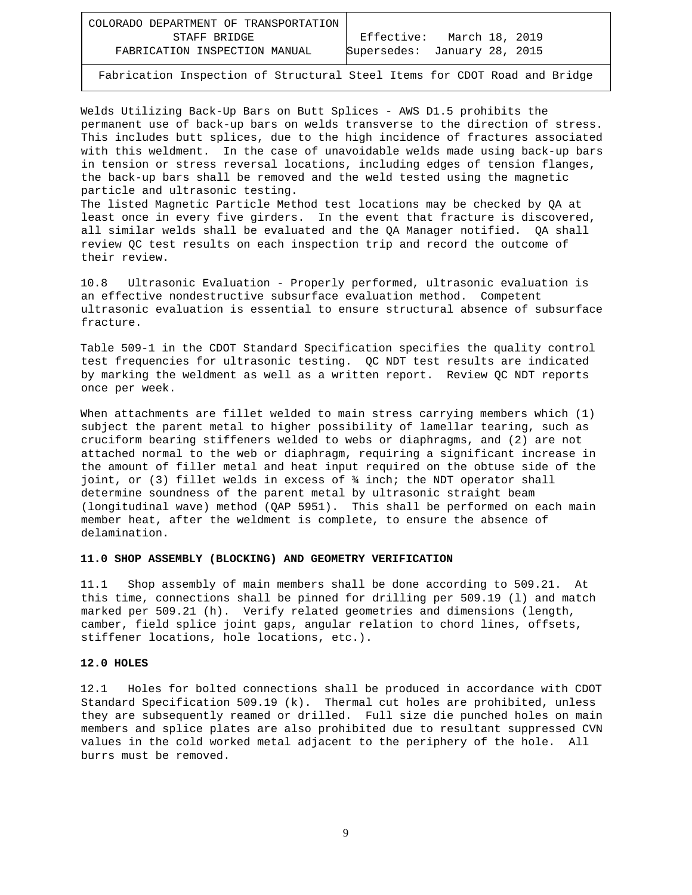Welds Utilizing Back-Up Bars on Butt Splices - AWS D1.5 prohibits the permanent use of back-up bars on welds transverse to the direction of stress. This includes butt splices, due to the high incidence of fractures associated with this weldment. In the case of unavoidable welds made using back-up bars in tension or stress reversal locations, including edges of tension flanges, the back-up bars shall be removed and the weld tested using the magnetic particle and ultrasonic testing.
The listed Magnetic Particle Method test locations may be checked by QA at least once in every five girders. In the event that fracture is discovered, all similar welds shall be evaluated and the QA Manager notified. QA shall review QC test results on each inspection trip and record the outcome of their review.

10.8 Ultrasonic Evaluation - Properly performed, ultrasonic evaluation is an effective nondestructive subsurface evaluation method. Competent ultrasonic evaluation is essential to ensure structural absence of subsurface fracture.

Table 509-1 in the CDOT Standard Specification specifies the quality control test frequencies for ultrasonic testing. QC NDT test results are indicated by marking the weldment as well as a written report. Review QC NDT reports once per week.

When attachments are fillet welded to main stress carrying members which (1) subject the parent metal to higher possibility of lamellar tearing, such as cruciform bearing stiffeners welded to webs or diaphragms, and (2) are not attached normal to the web or diaphragm, requiring a significant increase in the amount of filler metal and heat input required on the obtuse side of the joint, or (3) fillet welds in excess of ¾ inch; the NDT operator shall determine soundness of the parent metal by ultrasonic straight beam (longitudinal wave) method (QAP 5951). This shall be performed on each main member heat, after the weldment is complete, to ensure the absence of delamination.

## 11.0 SHOP ASSEMBLY (BLOCKING) AND GEOMETRY VERIFICATION

11.1 Shop assembly of main members shall be done according to 509.21. At this time, connections shall be pinned for drilling per 509.19 (l) and match marked per 509.21 (h). Verify related geometries and dimensions (length, camber, field splice joint gaps, angular relation to chord lines, offsets, stiffener locations, hole locations, etc.).

## 12.0 HOLES

12.1 Holes for bolted connections shall be produced in accordance with CDOT Standard Specification 509.19 (k). Thermal cut holes are prohibited, unless they are subsequently reamed or drilled. Full size die punched holes on main members and splice plates are also prohibited due to resultant suppressed CVN values in the cold worked metal adjacent to the periphery of the hole. All burrs must be removed.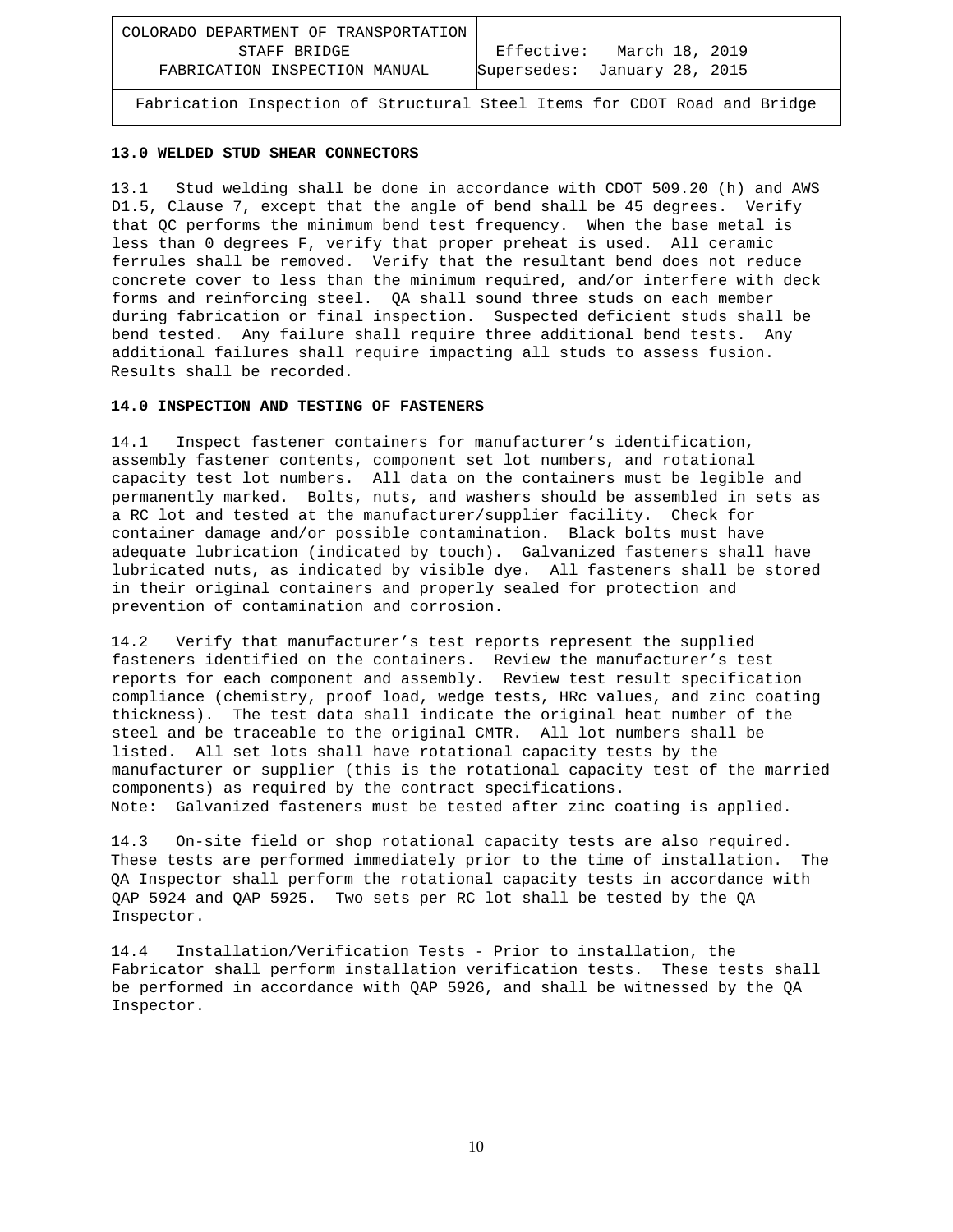## 13.0 WELDED STUD SHEAR CONNECTORS

13.1 Stud welding shall be done in accordance with CDOT 509.20 (h) and AWS D1.5, Clause 7, except that the angle of bend shall be 45 degrees. Verify that QC performs the minimum bend test frequency. When the base metal is less than 0 degrees F, verify that proper preheat is used. All ceramic ferrules shall be removed. Verify that the resultant bend does not reduce concrete cover to less than the minimum required, and/or interfere with deck forms and reinforcing steel. QA shall sound three studs on each member during fabrication or final inspection. Suspected deficient studs shall be bend tested. Any failure shall require three additional bend tests. Any additional failures shall require impacting all studs to assess fusion. Results shall be recorded.

## 14.0 INSPECTION AND TESTING OF FASTENERS

14.1 Inspect fastener containers for manufacturer's identification, assembly fastener contents, component set lot numbers, and rotational capacity test lot numbers. All data on the containers must be legible and permanently marked. Bolts, nuts, and washers should be assembled in sets as a RC lot and tested at the manufacturer/supplier facility. Check for container damage and/or possible contamination. Black bolts must have adequate lubrication (indicated by touch). Galvanized fasteners shall have lubricated nuts, as indicated by visible dye. All fasteners shall be stored in their original containers and properly sealed for protection and prevention of contamination and corrosion.

14.2 Verify that manufacturer's test reports represent the supplied fasteners identified on the containers. Review the manufacturer's test reports for each component and assembly. Review test result specification compliance (chemistry, proof load, wedge tests, HRc values, and zinc coating thickness). The test data shall indicate the original heat number of the steel and be traceable to the original CMTR. All lot numbers shall be listed. All set lots shall have rotational capacity tests by the manufacturer or supplier (this is the rotational capacity test of the married components) as required by the contract specifications.
Note: Galvanized fasteners must be tested after zinc coating is applied.

14.3 On-site field or shop rotational capacity tests are also required. These tests are performed immediately prior to the time of installation. The QA Inspector shall perform the rotational capacity tests in accordance with QAP 5924 and QAP 5925. Two sets per RC lot shall be tested by the QA Inspector.

14.4 Installation/Verification Tests - Prior to installation, the Fabricator shall perform installation verification tests. These tests shall be performed in accordance with QAP 5926, and shall be witnessed by the QA Inspector.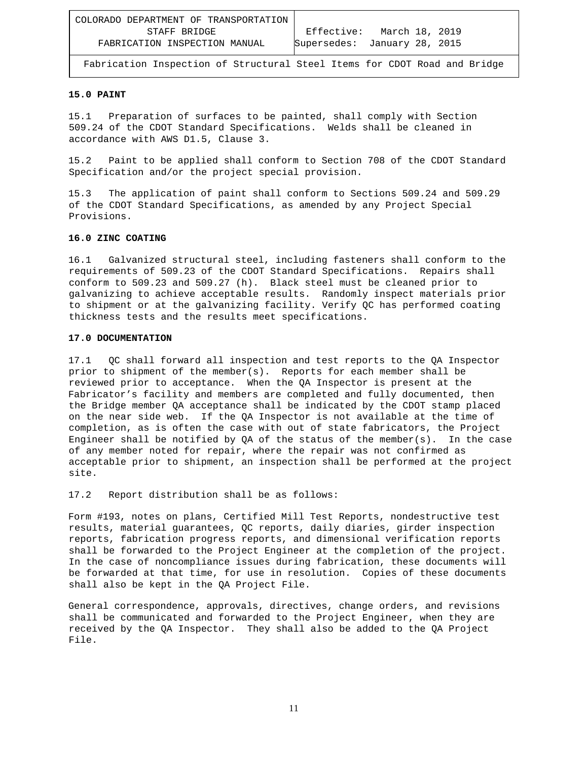## 15.0 PAINT

15.1 Preparation of surfaces to be painted, shall comply with Section 509.24 of the CDOT Standard Specifications. Welds shall be cleaned in accordance with AWS D1.5, Clause 3.

15.2 Paint to be applied shall conform to Section 708 of the CDOT Standard Specification and/or the project special provision.

15.3 The application of paint shall conform to Sections 509.24 and 509.29 of the CDOT Standard Specifications, as amended by any Project Special Provisions.

## 16.0 ZINC COATING

16.1 Galvanized structural steel, including fasteners shall conform to the requirements of 509.23 of the CDOT Standard Specifications. Repairs shall conform to 509.23 and 509.27 (h). Black steel must be cleaned prior to galvanizing to achieve acceptable results. Randomly inspect materials prior to shipment or at the galvanizing facility. Verify QC has performed coating thickness tests and the results meet specifications.

## 17.0 DOCUMENTATION

17.1 QC shall forward all inspection and test reports to the QA Inspector prior to shipment of the member(s). Reports for each member shall be reviewed prior to acceptance. When the QA Inspector is present at the Fabricator's facility and members are completed and fully documented, then the Bridge member QA acceptance shall be indicated by the CDOT stamp placed on the near side web. If the QA Inspector is not available at the time of completion, as is often the case with out of state fabricators, the Project Engineer shall be notified by QA of the status of the member(s). In the case of any member noted for repair, where the repair was not confirmed as acceptable prior to shipment, an inspection shall be performed at the project site.

17.2 Report distribution shall be as follows:

Form #193, notes on plans, Certified Mill Test Reports, nondestructive test results, material guarantees, QC reports, daily diaries, girder inspection reports, fabrication progress reports, and dimensional verification reports shall be forwarded to the Project Engineer at the completion of the project. In the case of noncompliance issues during fabrication, these documents will be forwarded at that time, for use in resolution. Copies of these documents shall also be kept in the QA Project File.

General correspondence, approvals, directives, change orders, and revisions shall be communicated and forwarded to the Project Engineer, when they are received by the QA Inspector. They shall also be added to the QA Project File.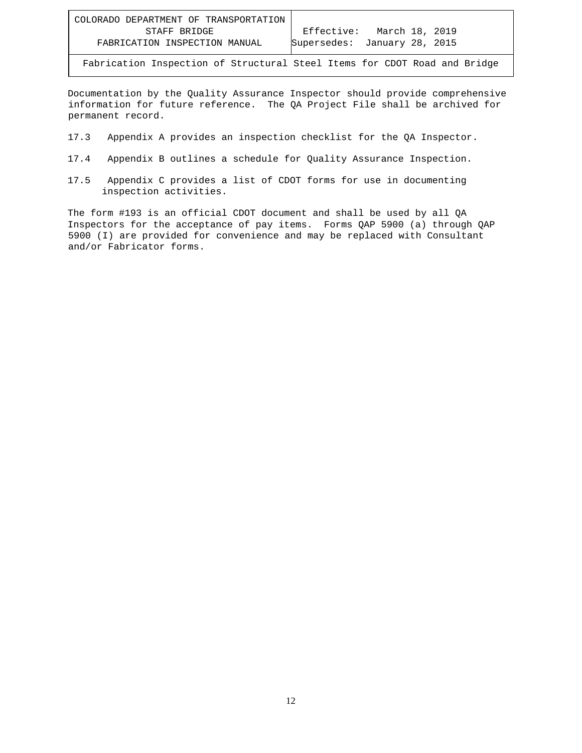Documentation by the Quality Assurance Inspector should provide comprehensive information for future reference. The QA Project File shall be archived for permanent record.

17.3 Appendix A provides an inspection checklist for the QA Inspector.

17.4 Appendix B outlines a schedule for Quality Assurance Inspection.

17.5 Appendix C provides a list of CDOT forms for use in documenting inspection activities.

The form #193 is an official CDOT document and shall be used by all QA Inspectors for the acceptance of pay items. Forms QAP 5900 (a) through QAP 5900 (I) are provided for convenience and may be replaced with Consultant and/or Fabricator forms.